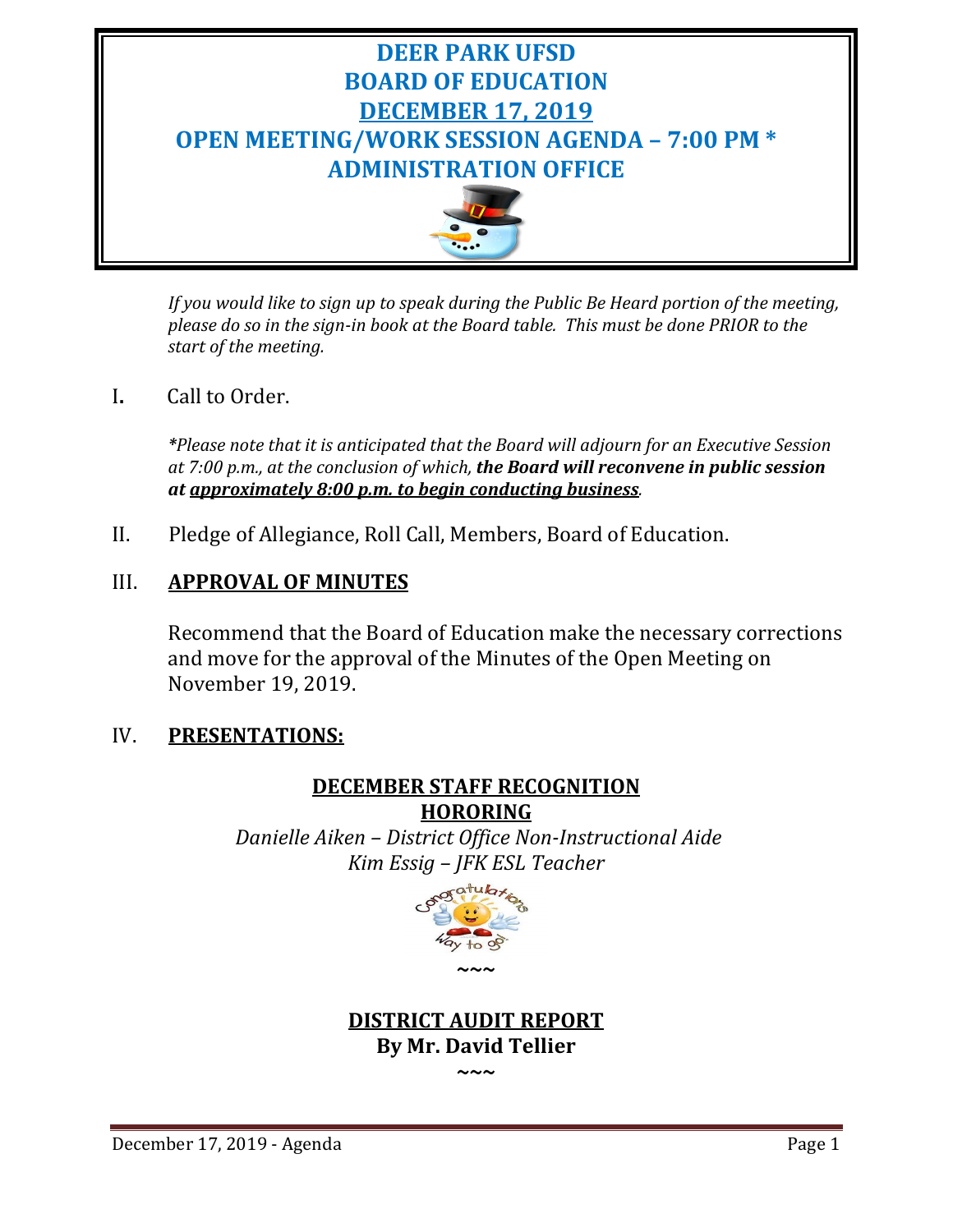# DEER PARK UFSD
# BOARD OF EDUCATION
# DECEMBER 17, 2019
# OPEN MEETING/WORK SESSION AGENDA – 7:00 PM *
# ADMINISTRATION OFFICE

*If you would like to sign up to speak during the Public Be Heard portion of the meeting, please do so in the sign-in book at the Board table. This must be done PRIOR to the start of the meeting.*

I. Call to Order.

*\*Please note that it is anticipated that the Board will adjourn for an Executive Session at 7:00 p.m., at the conclusion of which,* ***the Board will reconvene in public session at <u>approximately 8:00 p.m. to begin conducting business</u>***.

II. Pledge of Allegiance, Roll Call, Members, Board of Education.

III. **<u>APPROVAL OF MINUTES</u>**

Recommend that the Board of Education make the necessary corrections and move for the approval of the Minutes of the Open Meeting on November 19, 2019.

IV. **<u>PRESENTATIONS:</u>**

**<u>DECEMBER STAFF RECOGNITION</u>**
**<u>HORORING</u>**

*Danielle Aiken – District Office Non-Instructional Aide*
*Kim Essig – JFK ESL Teacher*

~~~

**<u>DISTRICT AUDIT REPORT</u>**
**By Mr. David Tellier**

~~~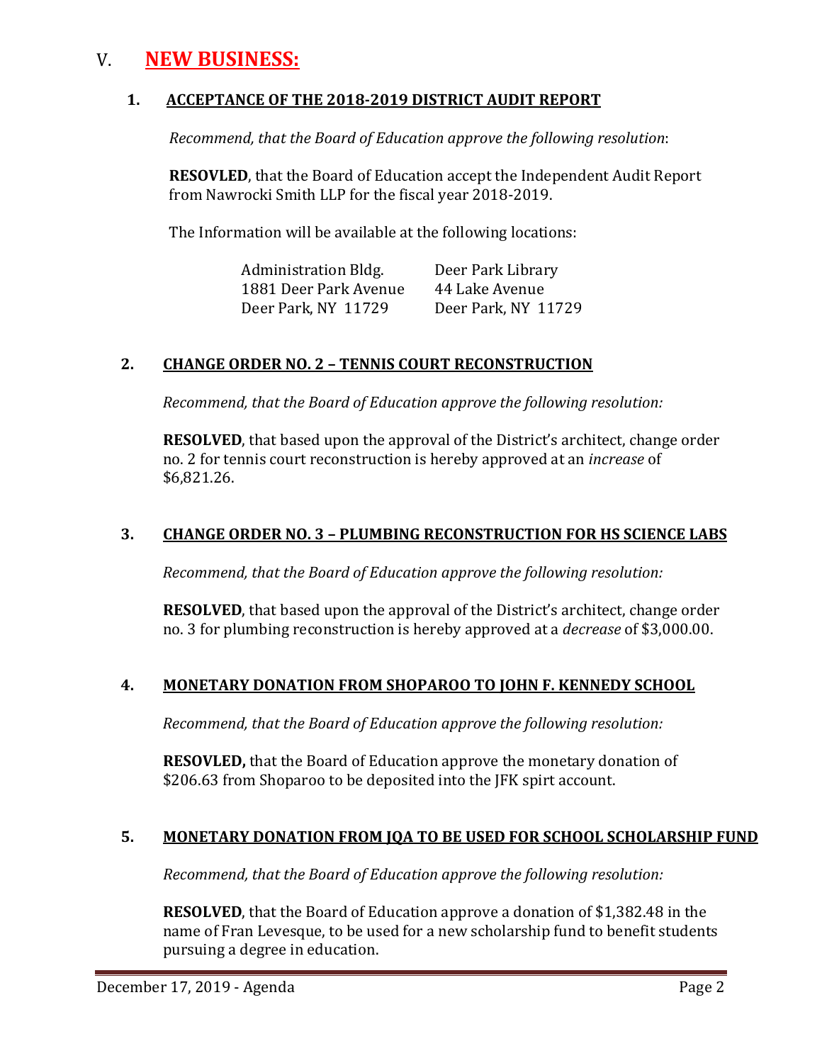# V. **NEW BUSINESS:**

### 1. ACCEPTANCE OF THE 2018-2019 DISTRICT AUDIT REPORT

*Recommend, that the Board of Education approve the following resolution*:

**RESOVLED**, that the Board of Education accept the Independent Audit Report from Nawrocki Smith LLP for the fiscal year 2018-2019.

The Information will be available at the following locations:

| | |
|---|---|
| Administration Bldg. | Deer Park Library |
| 1881 Deer Park Avenue | 44 Lake Avenue |
| Deer Park, NY 11729 | Deer Park, NY 11729 |

### 2. CHANGE ORDER NO. 2 – TENNIS COURT RECONSTRUCTION

*Recommend, that the Board of Education approve the following resolution:*

**RESOLVED**, that based upon the approval of the District's architect, change order no. 2 for tennis court reconstruction is hereby approved at an *increase* of $6,821.26.

### 3. CHANGE ORDER NO. 3 – PLUMBING RECONSTRUCTION FOR HS SCIENCE LABS

*Recommend, that the Board of Education approve the following resolution:*

**RESOLVED**, that based upon the approval of the District's architect, change order no. 3 for plumbing reconstruction is hereby approved at a *decrease* of $3,000.00.

### 4. MONETARY DONATION FROM SHOPAROO TO JOHN F. KENNEDY SCHOOL

*Recommend, that the Board of Education approve the following resolution:*

**RESOVLED,** that the Board of Education approve the monetary donation of $206.63 from Shoparoo to be deposited into the JFK spirt account.

### 5. MONETARY DONATION FROM JQA TO BE USED FOR SCHOOL SCHOLARSHIP FUND

*Recommend, that the Board of Education approve the following resolution:*

**RESOLVED**, that the Board of Education approve a donation of $1,382.48 in the name of Fran Levesque, to be used for a new scholarship fund to benefit students pursuing a degree in education.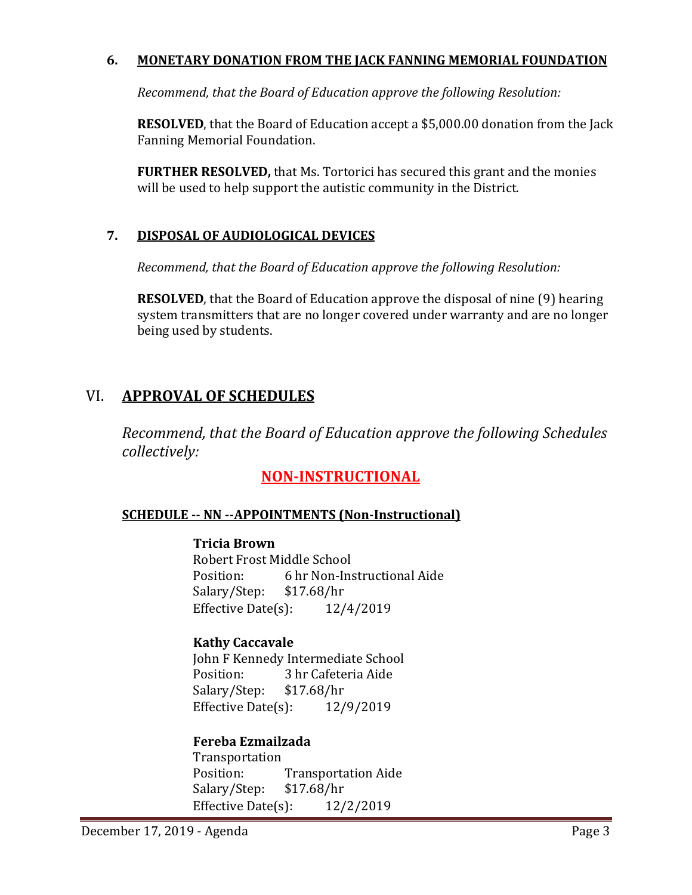### 6. MONETARY DONATION FROM THE JACK FANNING MEMORIAL FOUNDATION

*Recommend, that the Board of Education approve the following Resolution:*

**RESOLVED**, that the Board of Education accept a $5,000.00 donation from the Jack Fanning Memorial Foundation.

**FURTHER RESOLVED,** that Ms. Tortorici has secured this grant and the monies will be used to help support the autistic community in the District.

### 7. DISPOSAL OF AUDIOLOGICAL DEVICES

*Recommend, that the Board of Education approve the following Resolution:*

**RESOLVED**, that the Board of Education approve the disposal of nine (9) hearing system transmitters that are no longer covered under warranty and are no longer being used by students.

## VI. APPROVAL OF SCHEDULES

*Recommend, that the Board of Education approve the following Schedules collectively:*

### NON-INSTRUCTIONAL

#### SCHEDULE -- NN --APPOINTMENTS (Non-Instructional)

**Tricia Brown**
Robert Frost Middle School
Position: 6 hr Non-Instructional Aide
Salary/Step: $17.68/hr
Effective Date(s): 12/4/2019

**Kathy Caccavale**
John F Kennedy Intermediate School
Position: 3 hr Cafeteria Aide
Salary/Step: $17.68/hr
Effective Date(s): 12/9/2019

**Fereba Ezmailzada**
Transportation
Position: Transportation Aide
Salary/Step: $17.68/hr
Effective Date(s): 12/2/2019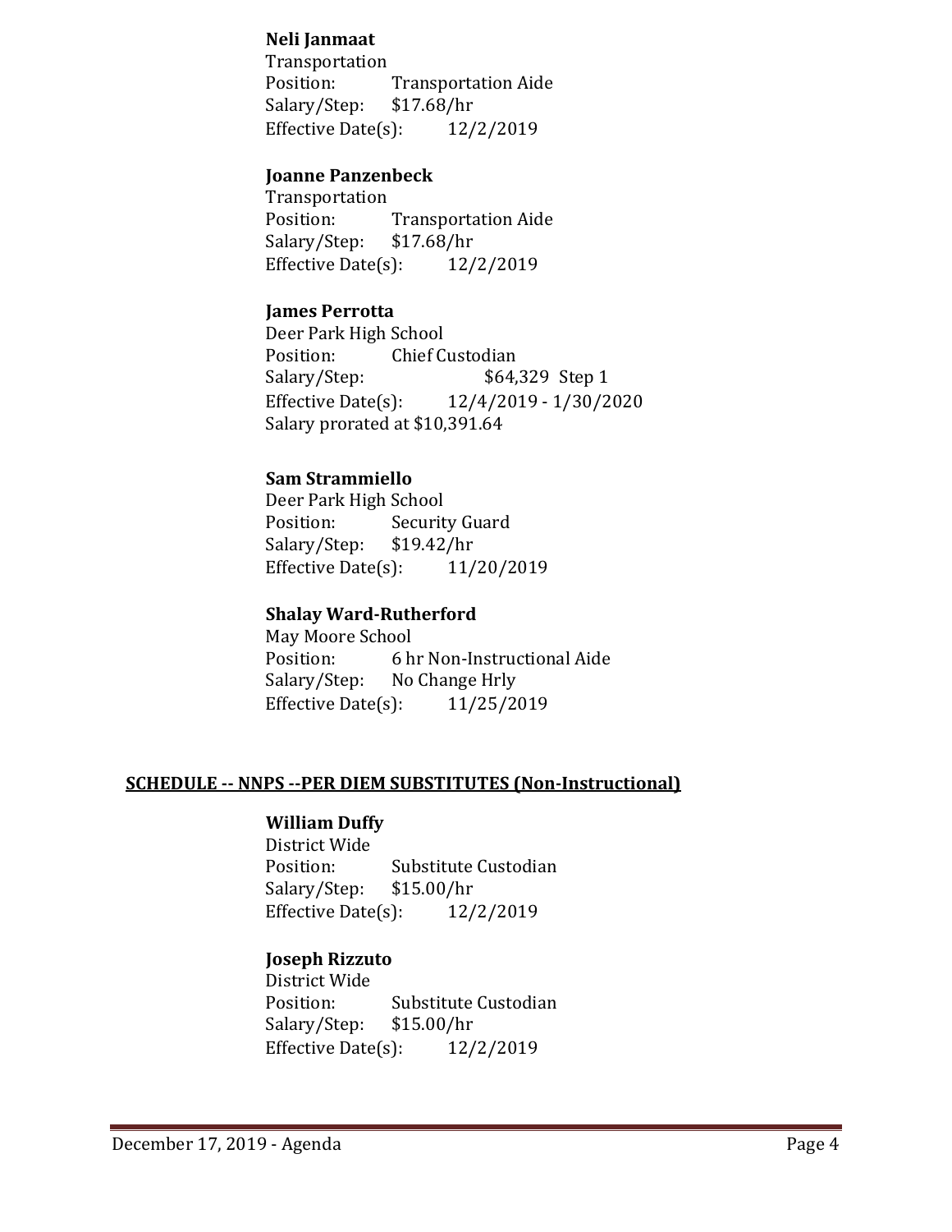**Neli Janmaat**
Transportation
Position: Transportation Aide
Salary/Step: $17.68/hr
Effective Date(s): 12/2/2019

**Joanne Panzenbeck**
Transportation
Position: Transportation Aide
Salary/Step: $17.68/hr
Effective Date(s): 12/2/2019

**James Perrotta**
Deer Park High School
Position: Chief Custodian
Salary/Step: $64,329 Step 1
Effective Date(s): 12/4/2019 - 1/30/2020
Salary prorated at $10,391.64

**Sam Strammiello**
Deer Park High School
Position: Security Guard
Salary/Step: $19.42/hr
Effective Date(s): 11/20/2019

**Shalay Ward-Rutherford**
May Moore School
Position: 6 hr Non-Instructional Aide
Salary/Step: No Change Hrly
Effective Date(s): 11/25/2019

## SCHEDULE -- NNPS --PER DIEM SUBSTITUTES (Non-Instructional)

**William Duffy**
District Wide
Position: Substitute Custodian
Salary/Step: $15.00/hr
Effective Date(s): 12/2/2019

**Joseph Rizzuto**
District Wide
Position: Substitute Custodian
Salary/Step: $15.00/hr
Effective Date(s): 12/2/2019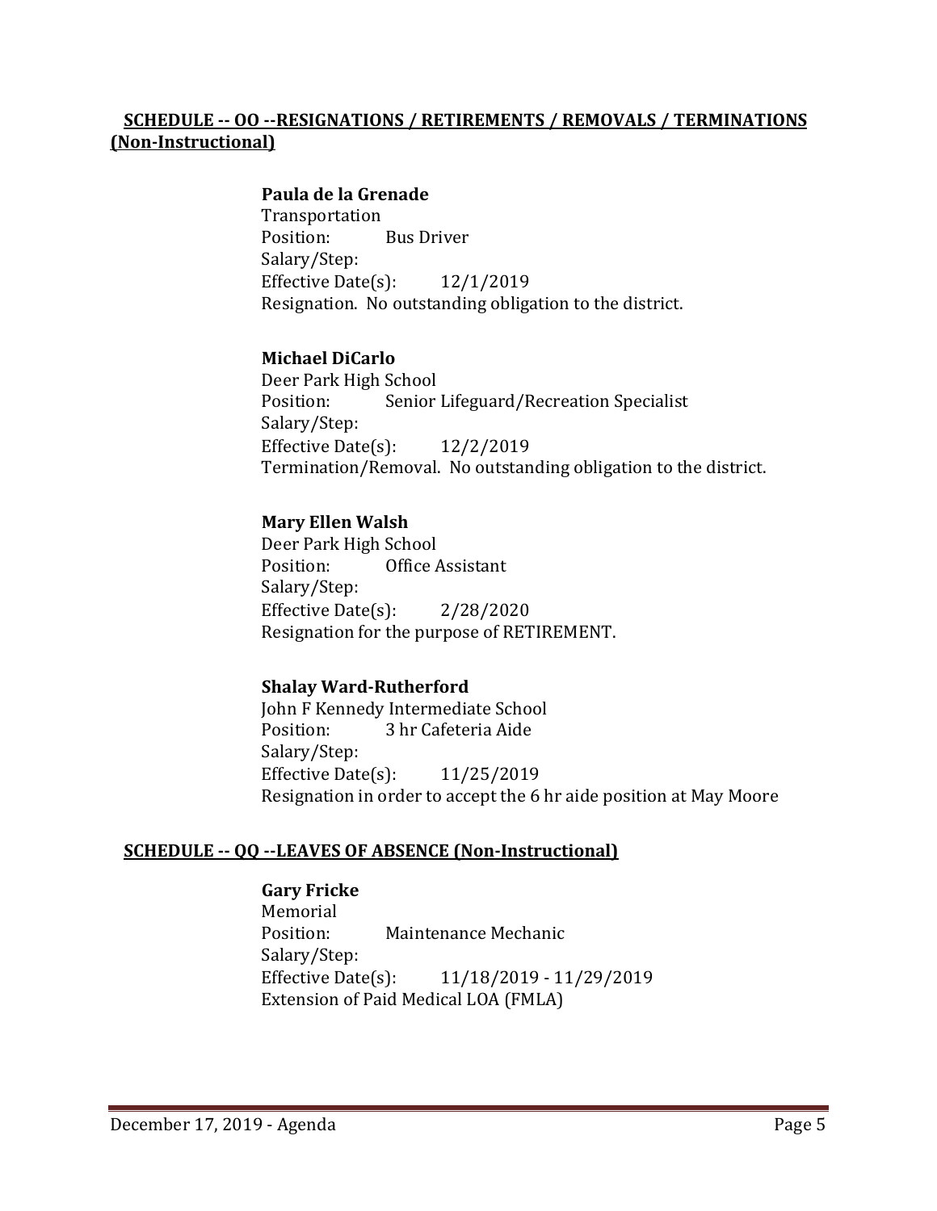## SCHEDULE -- OO --RESIGNATIONS / RETIREMENTS / REMOVALS / TERMINATIONS (Non-Instructional)

**Paula de la Grenade**
Transportation
Position: Bus Driver
Salary/Step:
Effective Date(s): 12/1/2019
Resignation. No outstanding obligation to the district.

**Michael DiCarlo**
Deer Park High School
Position: Senior Lifeguard/Recreation Specialist
Salary/Step:
Effective Date(s): 12/2/2019
Termination/Removal. No outstanding obligation to the district.

**Mary Ellen Walsh**
Deer Park High School
Position: Office Assistant
Salary/Step:
Effective Date(s): 2/28/2020
Resignation for the purpose of RETIREMENT.

**Shalay Ward-Rutherford**
John F Kennedy Intermediate School
Position: 3 hr Cafeteria Aide
Salary/Step:
Effective Date(s): 11/25/2019
Resignation in order to accept the 6 hr aide position at May Moore

## SCHEDULE -- QQ --LEAVES OF ABSENCE (Non-Instructional)

**Gary Fricke**
Memorial
Position: Maintenance Mechanic
Salary/Step:
Effective Date(s): 11/18/2019 - 11/29/2019
Extension of Paid Medical LOA (FMLA)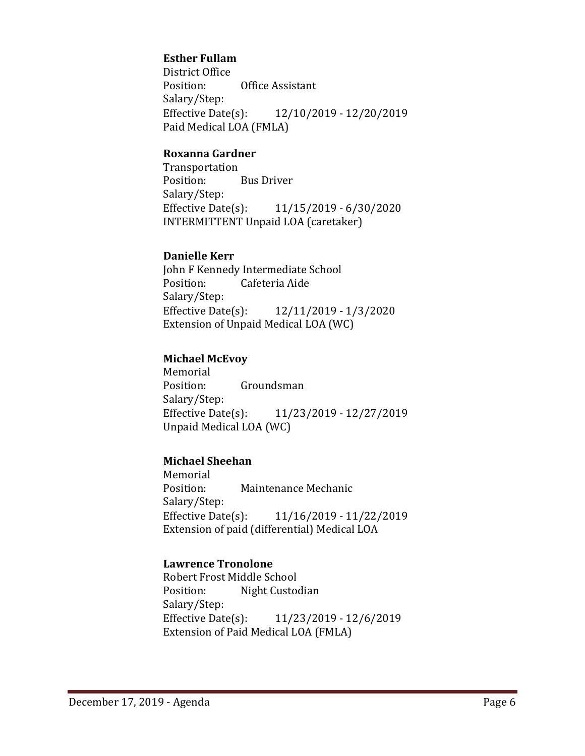**Esther Fullam**
District Office
Position: Office Assistant
Salary/Step:
Effective Date(s): 12/10/2019 - 12/20/2019
Paid Medical LOA (FMLA)

**Roxanna Gardner**
Transportation
Position: Bus Driver
Salary/Step:
Effective Date(s): 11/15/2019 - 6/30/2020
INTERMITTENT Unpaid LOA (caretaker)

**Danielle Kerr**
John F Kennedy Intermediate School
Position: Cafeteria Aide
Salary/Step:
Effective Date(s): 12/11/2019 - 1/3/2020
Extension of Unpaid Medical LOA (WC)

**Michael McEvoy**
Memorial
Position: Groundsman
Salary/Step:
Effective Date(s): 11/23/2019 - 12/27/2019
Unpaid Medical LOA (WC)

**Michael Sheehan**
Memorial
Position: Maintenance Mechanic
Salary/Step:
Effective Date(s): 11/16/2019 - 11/22/2019
Extension of paid (differential) Medical LOA

**Lawrence Tronolone**
Robert Frost Middle School
Position: Night Custodian
Salary/Step:
Effective Date(s): 11/23/2019 - 12/6/2019
Extension of Paid Medical LOA (FMLA)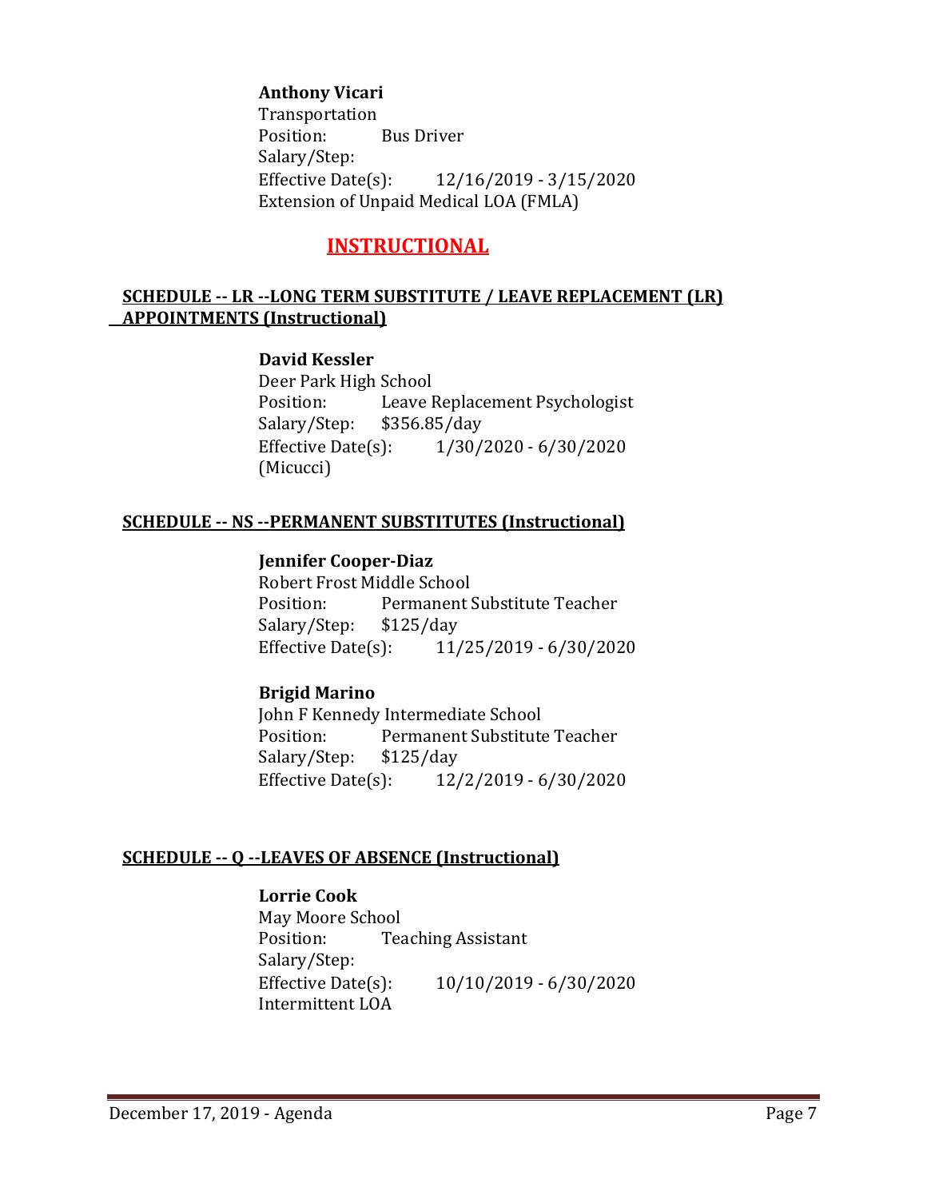**Anthony Vicari**
Transportation
Position: Bus Driver
Salary/Step:
Effective Date(s): 12/16/2019 - 3/15/2020
Extension of Unpaid Medical LOA (FMLA)

## INSTRUCTIONAL

### SCHEDULE -- LR --LONG TERM SUBSTITUTE / LEAVE REPLACEMENT (LR) APPOINTMENTS (Instructional)

**David Kessler**
Deer Park High School
Position: Leave Replacement Psychologist
Salary/Step: $356.85/day
Effective Date(s): 1/30/2020 - 6/30/2020
(Micucci)

### SCHEDULE -- NS --PERMANENT SUBSTITUTES (Instructional)

**Jennifer Cooper-Diaz**
Robert Frost Middle School
Position: Permanent Substitute Teacher
Salary/Step: $125/day
Effective Date(s): 11/25/2019 - 6/30/2020

**Brigid Marino**
John F Kennedy Intermediate School
Position: Permanent Substitute Teacher
Salary/Step: $125/day
Effective Date(s): 12/2/2019 - 6/30/2020

### SCHEDULE -- Q --LEAVES OF ABSENCE (Instructional)

**Lorrie Cook**
May Moore School
Position: Teaching Assistant
Salary/Step:
Effective Date(s): 10/10/2019 - 6/30/2020
Intermittent LOA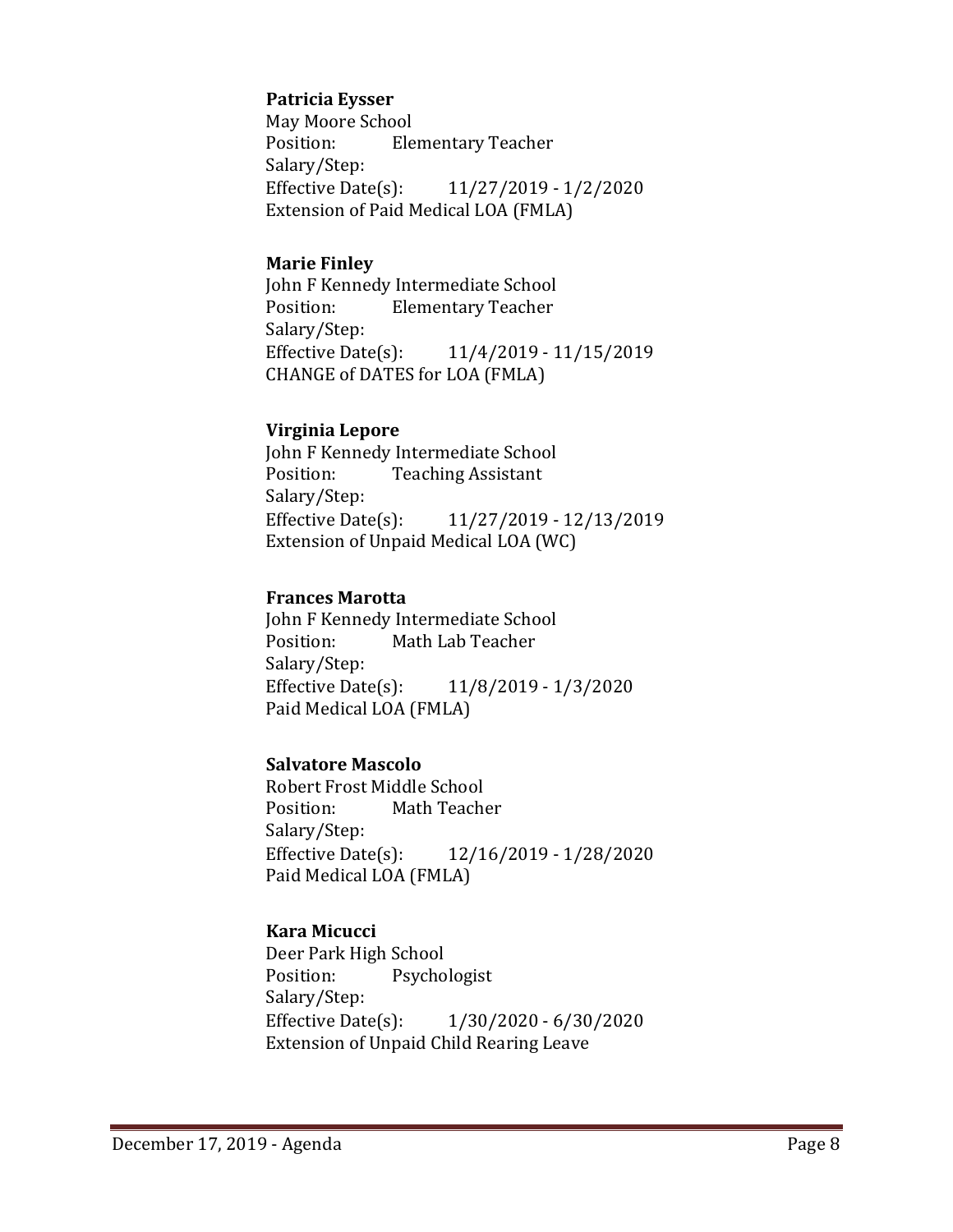**Patricia Eysser**
May Moore School
Position: Elementary Teacher
Salary/Step:
Effective Date(s): 11/27/2019 - 1/2/2020
Extension of Paid Medical LOA (FMLA)

**Marie Finley**
John F Kennedy Intermediate School
Position: Elementary Teacher
Salary/Step:
Effective Date(s): 11/4/2019 - 11/15/2019
CHANGE of DATES for LOA (FMLA)

**Virginia Lepore**
John F Kennedy Intermediate School
Position: Teaching Assistant
Salary/Step:
Effective Date(s): 11/27/2019 - 12/13/2019
Extension of Unpaid Medical LOA (WC)

**Frances Marotta**
John F Kennedy Intermediate School
Position: Math Lab Teacher
Salary/Step:
Effective Date(s): 11/8/2019 - 1/3/2020
Paid Medical LOA (FMLA)

**Salvatore Mascolo**
Robert Frost Middle School
Position: Math Teacher
Salary/Step:
Effective Date(s): 12/16/2019 - 1/28/2020
Paid Medical LOA (FMLA)

**Kara Micucci**
Deer Park High School
Position: Psychologist
Salary/Step:
Effective Date(s): 1/30/2020 - 6/30/2020
Extension of Unpaid Child Rearing Leave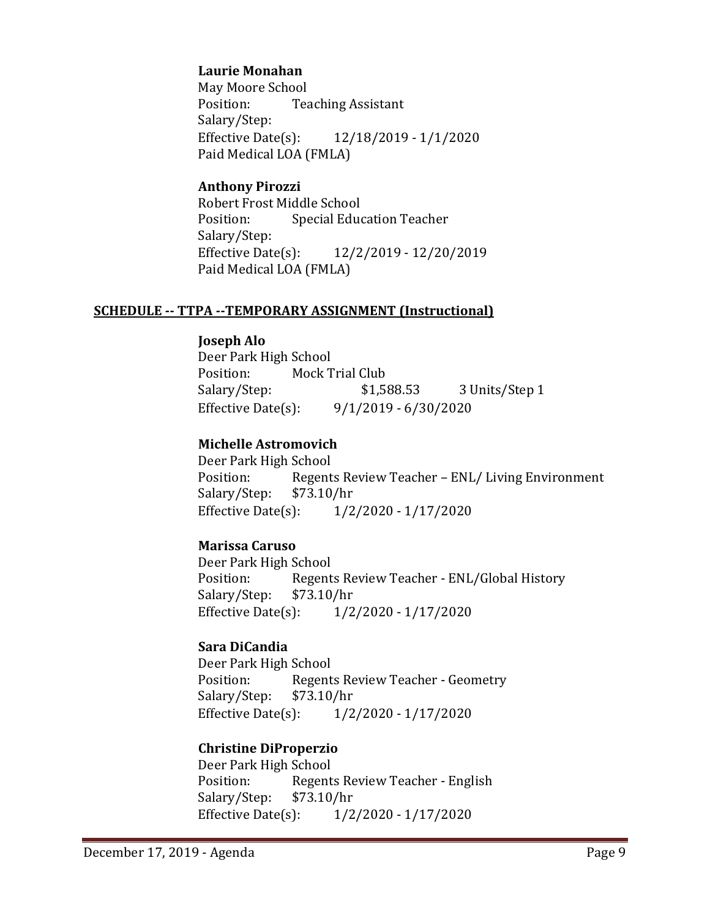**Laurie Monahan**
May Moore School
Position: Teaching Assistant
Salary/Step:
Effective Date(s): 12/18/2019 - 1/1/2020
Paid Medical LOA (FMLA)

**Anthony Pirozzi**
Robert Frost Middle School
Position: Special Education Teacher
Salary/Step:
Effective Date(s): 12/2/2019 - 12/20/2019
Paid Medical LOA (FMLA)

## SCHEDULE -- TTPA --TEMPORARY ASSIGNMENT (Instructional)

**Joseph Alo**
Deer Park High School
Position: Mock Trial Club
Salary/Step: $1,588.53 3 Units/Step 1
Effective Date(s): 9/1/2019 - 6/30/2020

**Michelle Astromovich**
Deer Park High School
Position: Regents Review Teacher – ENL/ Living Environment
Salary/Step: $73.10/hr
Effective Date(s): 1/2/2020 - 1/17/2020

**Marissa Caruso**
Deer Park High School
Position: Regents Review Teacher - ENL/Global History
Salary/Step: $73.10/hr
Effective Date(s): 1/2/2020 - 1/17/2020

**Sara DiCandia**
Deer Park High School
Position: Regents Review Teacher - Geometry
Salary/Step: $73.10/hr
Effective Date(s): 1/2/2020 - 1/17/2020

**Christine DiProperzio**
Deer Park High School
Position: Regents Review Teacher - English
Salary/Step: $73.10/hr
Effective Date(s): 1/2/2020 - 1/17/2020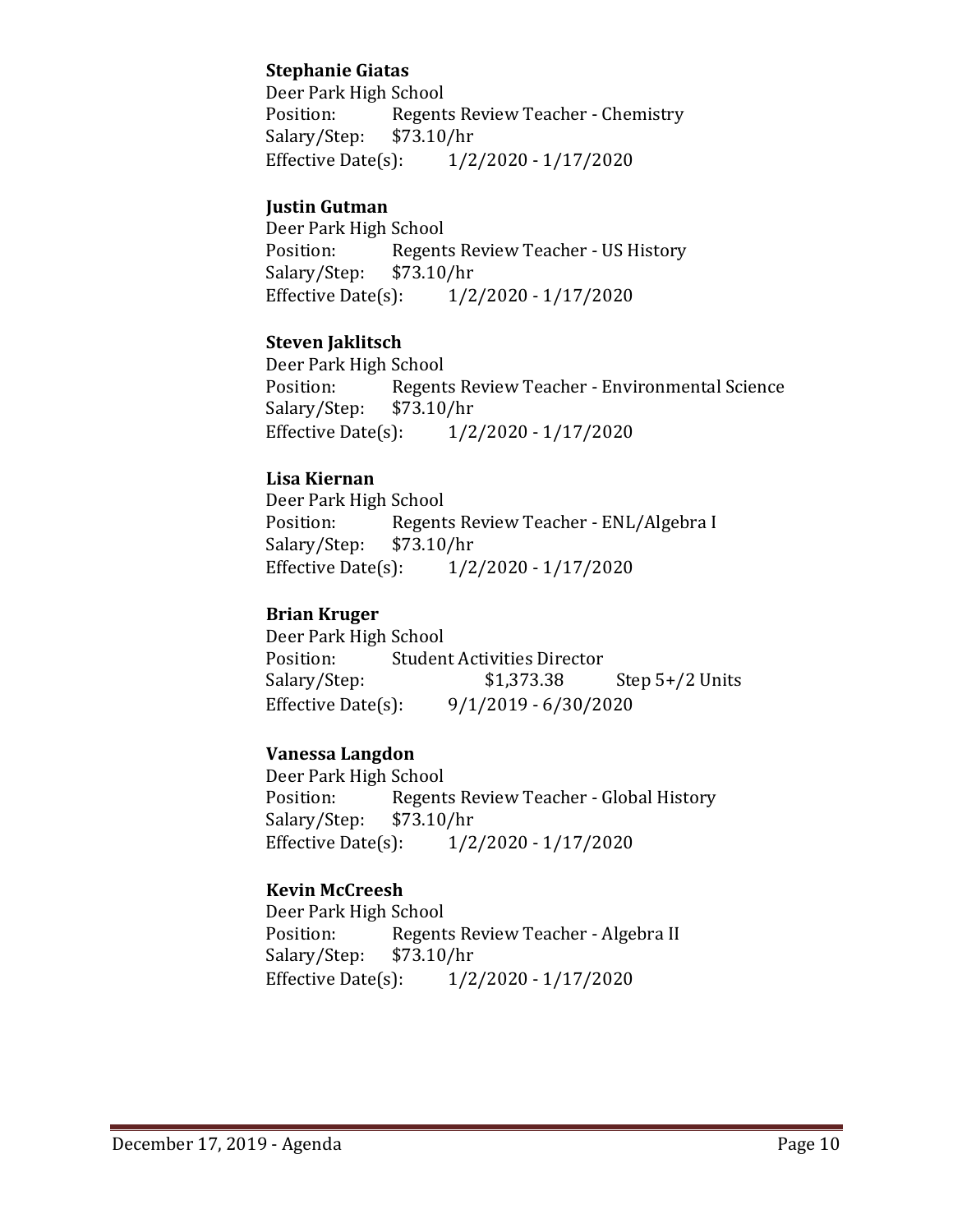**Stephanie Giatas**
Deer Park High School
Position: Regents Review Teacher - Chemistry
Salary/Step: $73.10/hr
Effective Date(s): 1/2/2020 - 1/17/2020

**Justin Gutman**
Deer Park High School
Position: Regents Review Teacher - US History
Salary/Step: $73.10/hr
Effective Date(s): 1/2/2020 - 1/17/2020

**Steven Jaklitsch**
Deer Park High School
Position: Regents Review Teacher - Environmental Science
Salary/Step: $73.10/hr
Effective Date(s): 1/2/2020 - 1/17/2020

**Lisa Kiernan**
Deer Park High School
Position: Regents Review Teacher - ENL/Algebra I
Salary/Step: $73.10/hr
Effective Date(s): 1/2/2020 - 1/17/2020

**Brian Kruger**
Deer Park High School
Position: Student Activities Director
Salary/Step: $1,373.38 Step 5+/2 Units
Effective Date(s): 9/1/2019 - 6/30/2020

**Vanessa Langdon**
Deer Park High School
Position: Regents Review Teacher - Global History
Salary/Step: $73.10/hr
Effective Date(s): 1/2/2020 - 1/17/2020

**Kevin McCreesh**
Deer Park High School
Position: Regents Review Teacher - Algebra II
Salary/Step: $73.10/hr
Effective Date(s): 1/2/2020 - 1/17/2020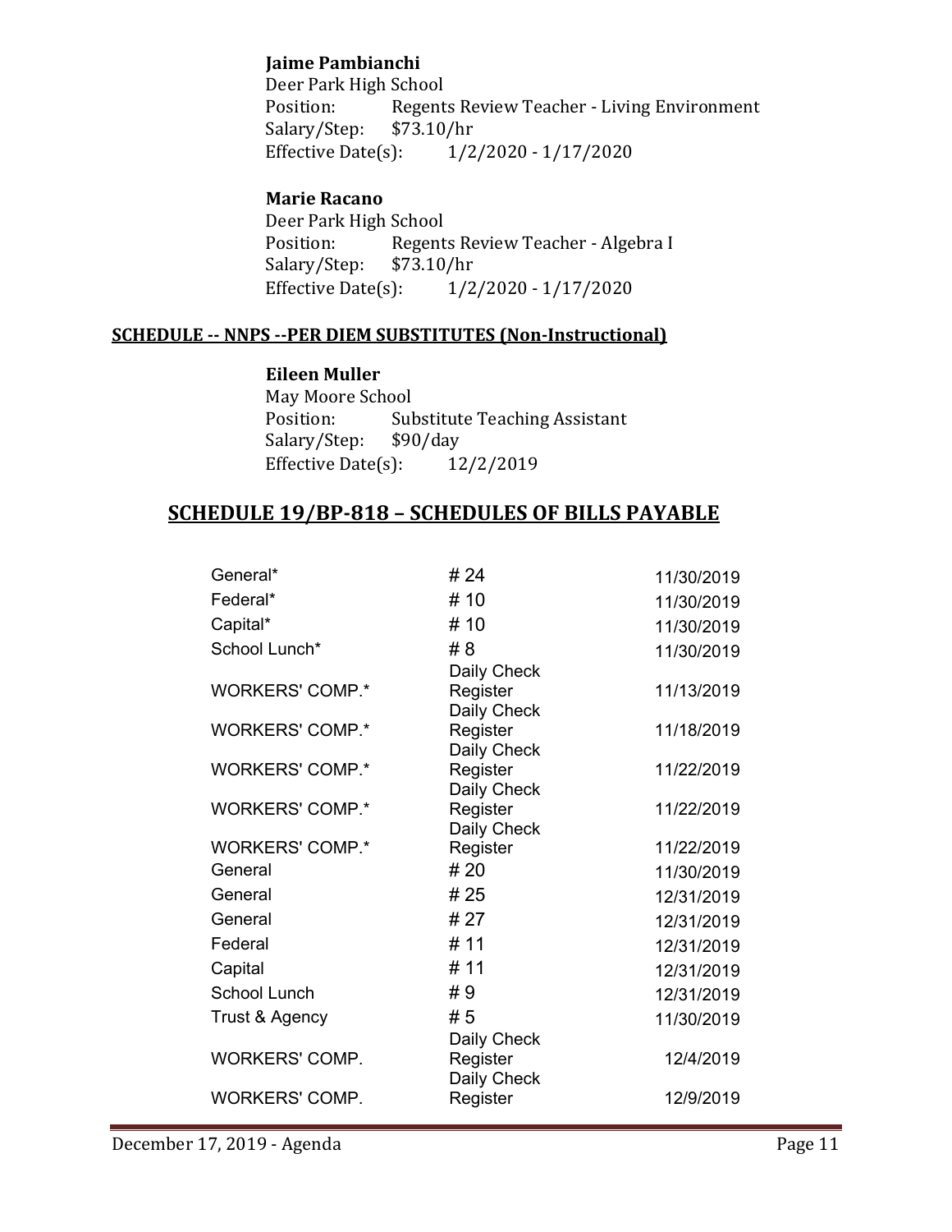**Jaime Pambianchi**
Deer Park High School
Position: Regents Review Teacher - Living Environment
Salary/Step: $73.10/hr
Effective Date(s): 1/2/2020 - 1/17/2020

**Marie Racano**
Deer Park High School
Position: Regents Review Teacher - Algebra I
Salary/Step: $73.10/hr
Effective Date(s): 1/2/2020 - 1/17/2020

**SCHEDULE -- NNPS --PER DIEM SUBSTITUTES (Non-Instructional)**

**Eileen Muller**
May Moore School
Position: Substitute Teaching Assistant
Salary/Step: $90/day
Effective Date(s): 12/2/2019

## SCHEDULE 19/BP-818 – SCHEDULES OF BILLS PAYABLE

| | | |
|---|---|---|
| General* | # 24 | 11/30/2019 |
| Federal* | # 10 | 11/30/2019 |
| Capital* | # 10 | 11/30/2019 |
| School Lunch* | # 8 | 11/30/2019 |
| WORKERS' COMP.* | Daily Check Register | 11/13/2019 |
| WORKERS' COMP.* | Daily Check Register | 11/18/2019 |
| WORKERS' COMP.* | Daily Check Register | 11/22/2019 |
| WORKERS' COMP.* | Daily Check Register | 11/22/2019 |
| WORKERS' COMP.* | Daily Check Register | 11/22/2019 |
| General | # 20 | 11/30/2019 |
| General | # 25 | 12/31/2019 |
| General | # 27 | 12/31/2019 |
| Federal | # 11 | 12/31/2019 |
| Capital | # 11 | 12/31/2019 |
| School Lunch | # 9 | 12/31/2019 |
| Trust & Agency | # 5 | 11/30/2019 |
| WORKERS' COMP. | Daily Check Register | 12/4/2019 |
| WORKERS' COMP. | Daily Check Register | 12/9/2019 |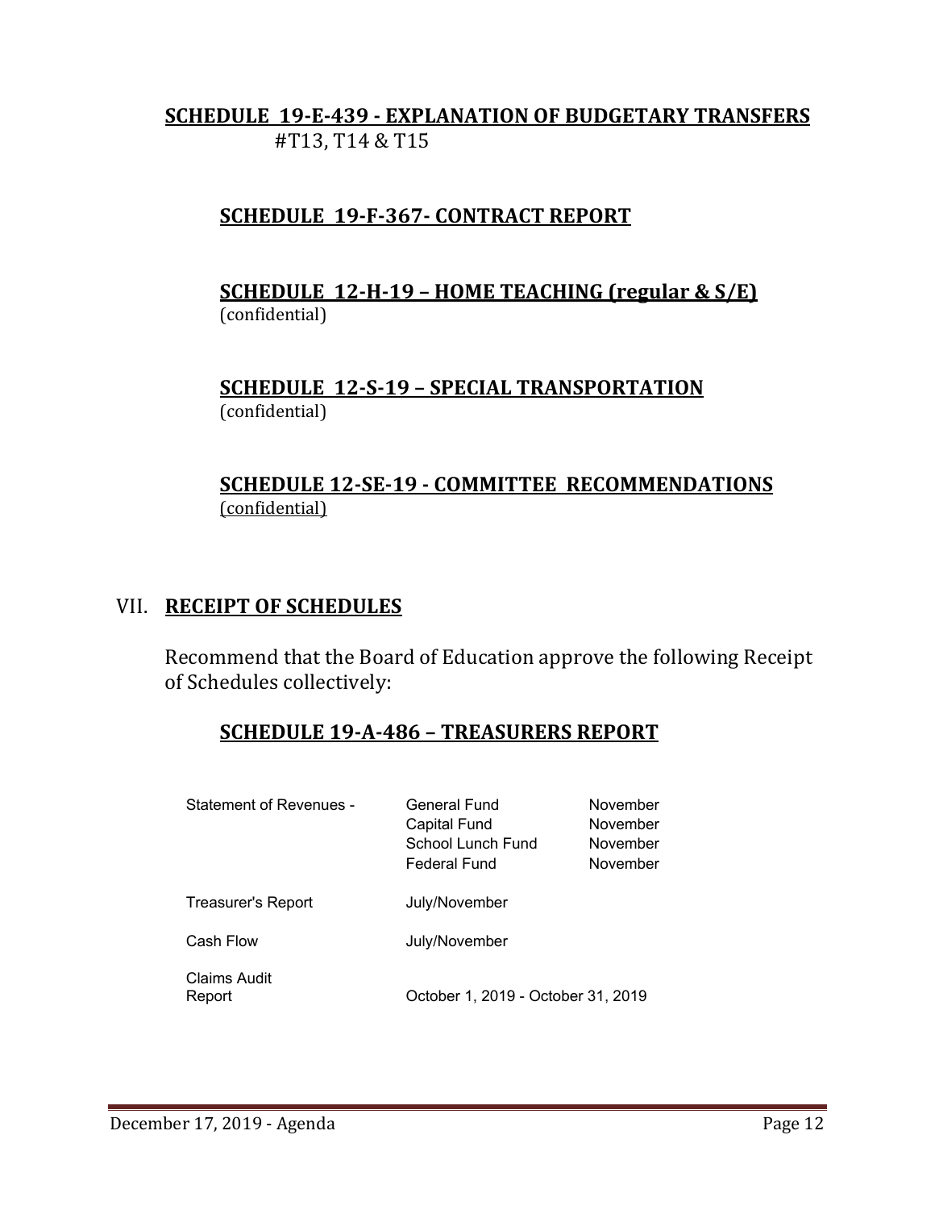**SCHEDULE 19-E-439 - EXPLANATION OF BUDGETARY TRANSFERS**
#T13, T14 & T15

**SCHEDULE 19-F-367- CONTRACT REPORT**

**SCHEDULE 12-H-19 – HOME TEACHING (regular & S/E)**
(confidential)

**SCHEDULE 12-S-19 – SPECIAL TRANSPORTATION**
(confidential)

**SCHEDULE 12-SE-19 - COMMITTEE RECOMMENDATIONS**
(confidential)

## VII. RECEIPT OF SCHEDULES

Recommend that the Board of Education approve the following Receipt of Schedules collectively:

**SCHEDULE 19-A-486 – TREASURERS REPORT**

| | | |
|---|---|---|
| Statement of Revenues - | General Fund | November |
| | Capital Fund | November |
| | School Lunch Fund | November |
| | Federal Fund | November |
| Treasurer's Report | July/November | |
| Cash Flow | July/November | |
| Claims Audit Report | October 1, 2019 - October 31, 2019 | |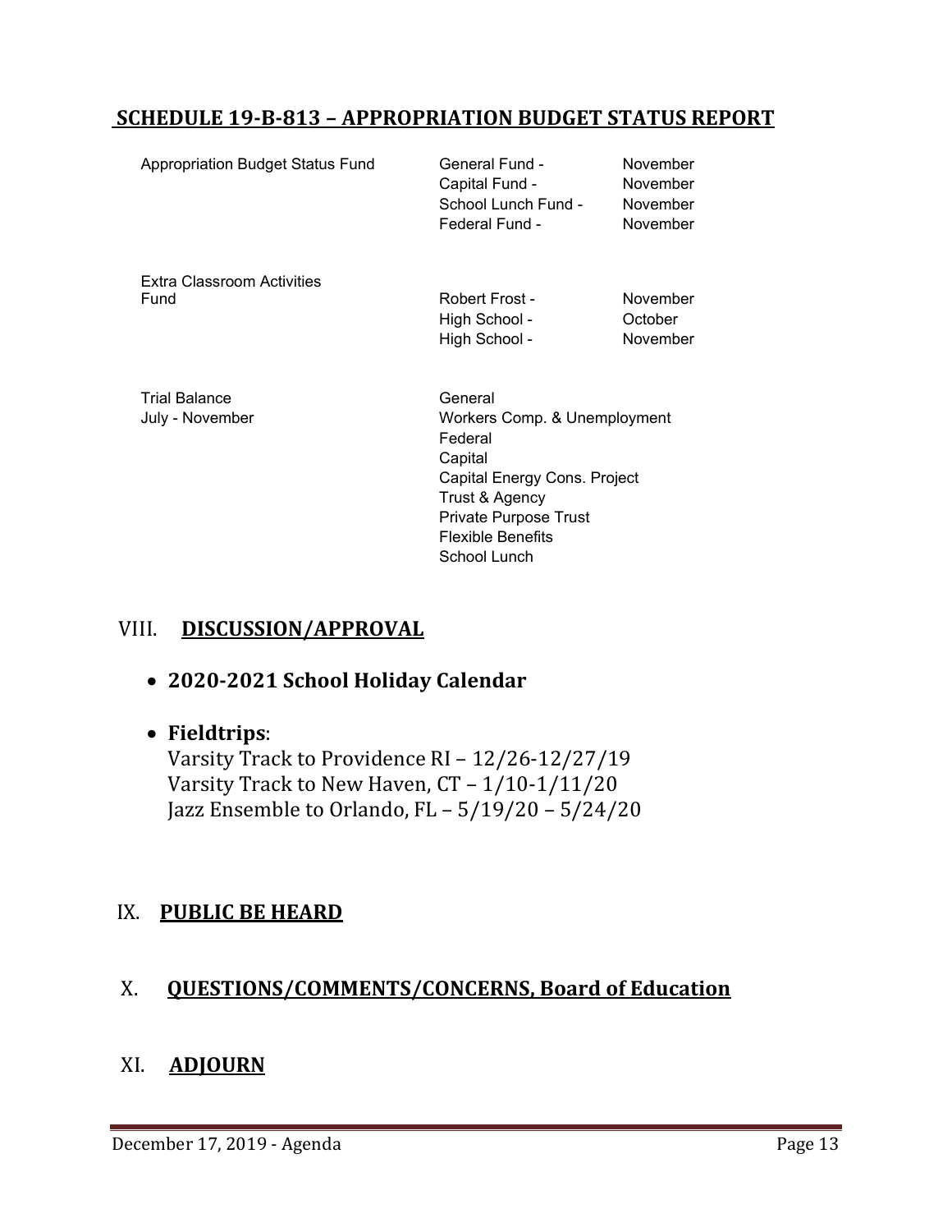## SCHEDULE 19-B-813 – APPROPRIATION BUDGET STATUS REPORT

| | | |
|---|---|---|
| Appropriation Budget Status Fund | General Fund - | November |
| | Capital Fund - | November |
| | School Lunch Fund - | November |
| | Federal Fund - | November |
| Extra Classroom Activities Fund | Robert Frost - | November |
| | High School - | October |
| | High School - | November |
| Trial Balance July - November | General | |
| | Workers Comp. & Unemployment | |
| | Federal | |
| | Capital | |
| | Capital Energy Cons. Project | |
| | Trust & Agency | |
| | Private Purpose Trust | |
| | Flexible Benefits | |
| | School Lunch | |

## VIII. DISCUSSION/APPROVAL

- **2020-2021 School Holiday Calendar**
- **Fieldtrips**:
  Varsity Track to Providence RI – 12/26-12/27/19
  Varsity Track to New Haven, CT – 1/10-1/11/20
  Jazz Ensemble to Orlando, FL – 5/19/20 – 5/24/20

## IX. PUBLIC BE HEARD

## X. QUESTIONS/COMMENTS/CONCERNS, Board of Education

## XI. ADJOURN